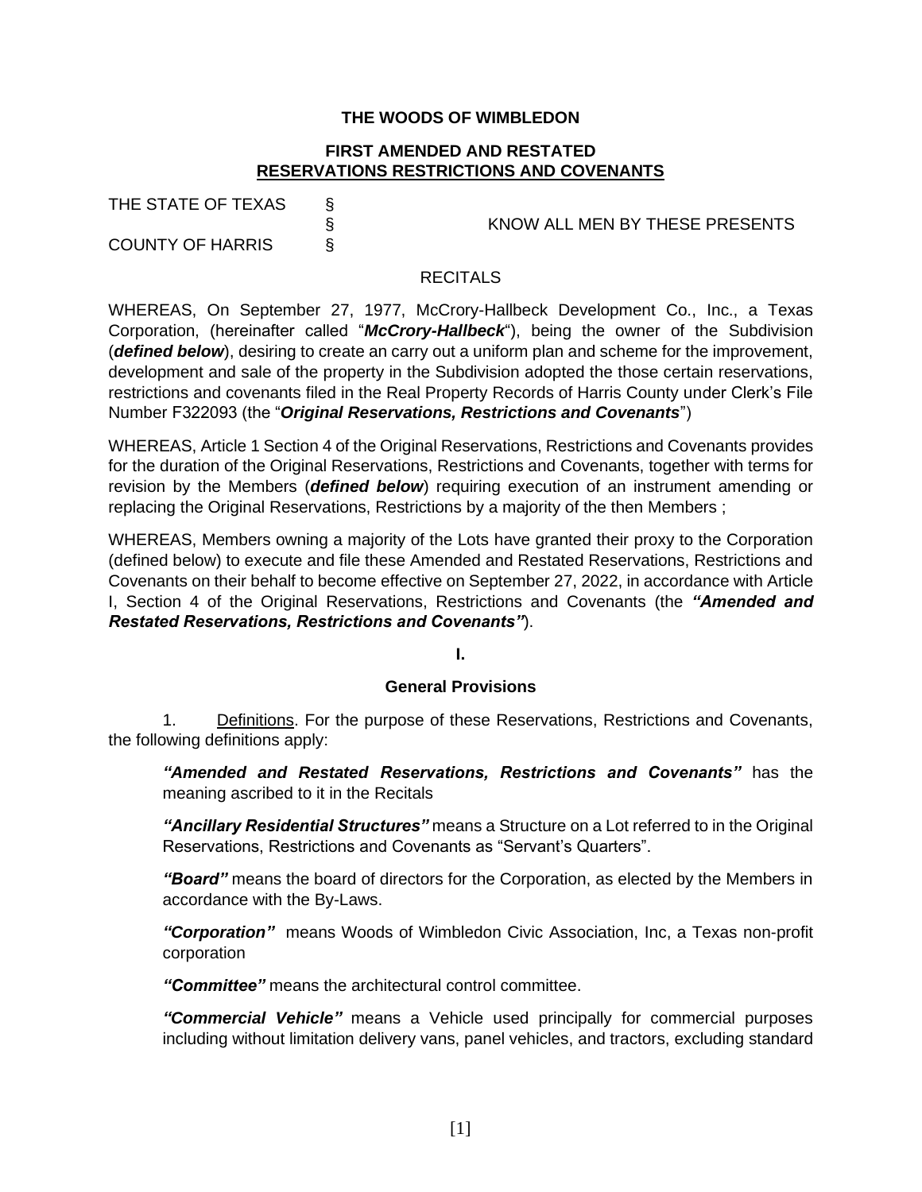# THE WOODS OF WIMBLEDON

## FIRST AMENDED AND RESTATED
## RESERVATIONS RESTRICTIONS AND COVENANTS

THE STATE OF TEXAS §
§ KNOW ALL MEN BY THESE PRESENTS
COUNTY OF HARRIS §

RECITALS

WHEREAS, On September 27, 1977, McCrory-Hallbeck Development Co., Inc., a Texas Corporation, (hereinafter called "***McCrory-Hallbeck***"), being the owner of the Subdivision (***defined below***), desiring to create an carry out a uniform plan and scheme for the improvement, development and sale of the property in the Subdivision adopted the those certain reservations, restrictions and covenants filed in the Real Property Records of Harris County under Clerk's File Number F322093 (the "***Original Reservations, Restrictions and Covenants***")

WHEREAS, Article 1 Section 4 of the Original Reservations, Restrictions and Covenants provides for the duration of the Original Reservations, Restrictions and Covenants, together with terms for revision by the Members (***defined below***) requiring execution of an instrument amending or replacing the Original Reservations, Restrictions by a majority of the then Members ;

WHEREAS, Members owning a majority of the Lots have granted their proxy to the Corporation (defined below) to execute and file these Amended and Restated Reservations, Restrictions and Covenants on their behalf to become effective on September 27, 2022, in accordance with Article I, Section 4 of the Original Reservations, Restrictions and Covenants (the ***"Amended and Restated Reservations, Restrictions and Covenants"***).

**I.**

**General Provisions**

1. Definitions. For the purpose of these Reservations, Restrictions and Covenants, the following definitions apply:

***"Amended and Restated Reservations, Restrictions and Covenants"*** has the meaning ascribed to it in the Recitals

***"Ancillary Residential Structures"*** means a Structure on a Lot referred to in the Original Reservations, Restrictions and Covenants as "Servant's Quarters".

***"Board"*** means the board of directors for the Corporation, as elected by the Members in accordance with the By-Laws.

***"Corporation"*** means Woods of Wimbledon Civic Association, Inc, a Texas non-profit corporation

***"Committee"*** means the architectural control committee.

***"Commercial Vehicle"*** means a Vehicle used principally for commercial purposes including without limitation delivery vans, panel vehicles, and tractors, excluding standard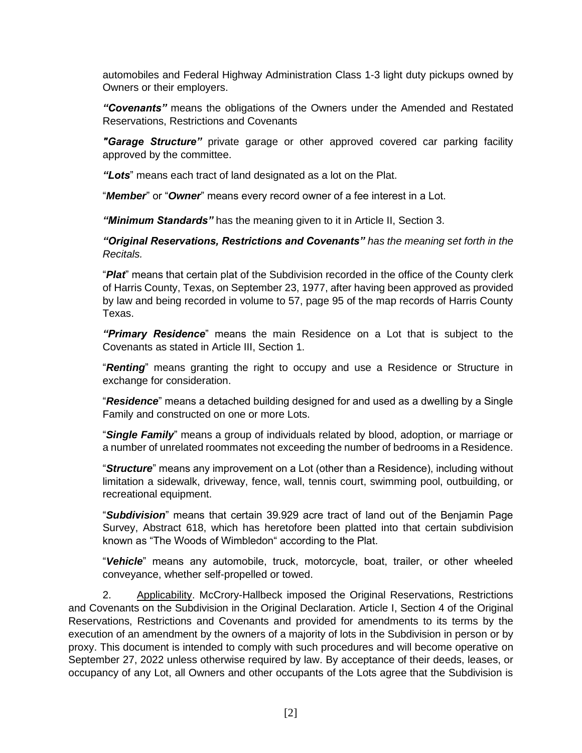automobiles and Federal Highway Administration Class 1-3 light duty pickups owned by Owners or their employers.

***"Covenants"*** means the obligations of the Owners under the Amended and Restated Reservations, Restrictions and Covenants

***"Garage Structure"*** private garage or other approved covered car parking facility approved by the committee.

***"Lots***" means each tract of land designated as a lot on the Plat.

"***Member***" or "***Owner***" means every record owner of a fee interest in a Lot.

***"Minimum Standards"*** has the meaning given to it in Article II, Section 3.

***"Original Reservations, Restrictions and Covenants"*** *has the meaning set forth in the Recitals.*

"***Plat***" means that certain plat of the Subdivision recorded in the office of the County clerk of Harris County, Texas, on September 23, 1977, after having been approved as provided by law and being recorded in volume to 57, page 95 of the map records of Harris County Texas.

***"Primary Residence***" means the main Residence on a Lot that is subject to the Covenants as stated in Article III, Section 1.

"***Renting***" means granting the right to occupy and use a Residence or Structure in exchange for consideration.

"***Residence***" means a detached building designed for and used as a dwelling by a Single Family and constructed on one or more Lots.

"***Single Family***" means a group of individuals related by blood, adoption, or marriage or a number of unrelated roommates not exceeding the number of bedrooms in a Residence.

"***Structure***" means any improvement on a Lot (other than a Residence), including without limitation a sidewalk, driveway, fence, wall, tennis court, swimming pool, outbuilding, or recreational equipment.

"***Subdivision***" means that certain 39.929 acre tract of land out of the Benjamin Page Survey, Abstract 618, which has heretofore been platted into that certain subdivision known as "The Woods of Wimbledon" according to the Plat.

"***Vehicle***" means any automobile, truck, motorcycle, boat, trailer, or other wheeled conveyance, whether self-propelled or towed.

2. Applicability. McCrory-Hallbeck imposed the Original Reservations, Restrictions and Covenants on the Subdivision in the Original Declaration. Article I, Section 4 of the Original Reservations, Restrictions and Covenants and provided for amendments to its terms by the execution of an amendment by the owners of a majority of lots in the Subdivision in person or by proxy. This document is intended to comply with such procedures and will become operative on September 27, 2022 unless otherwise required by law. By acceptance of their deeds, leases, or occupancy of any Lot, all Owners and other occupants of the Lots agree that the Subdivision is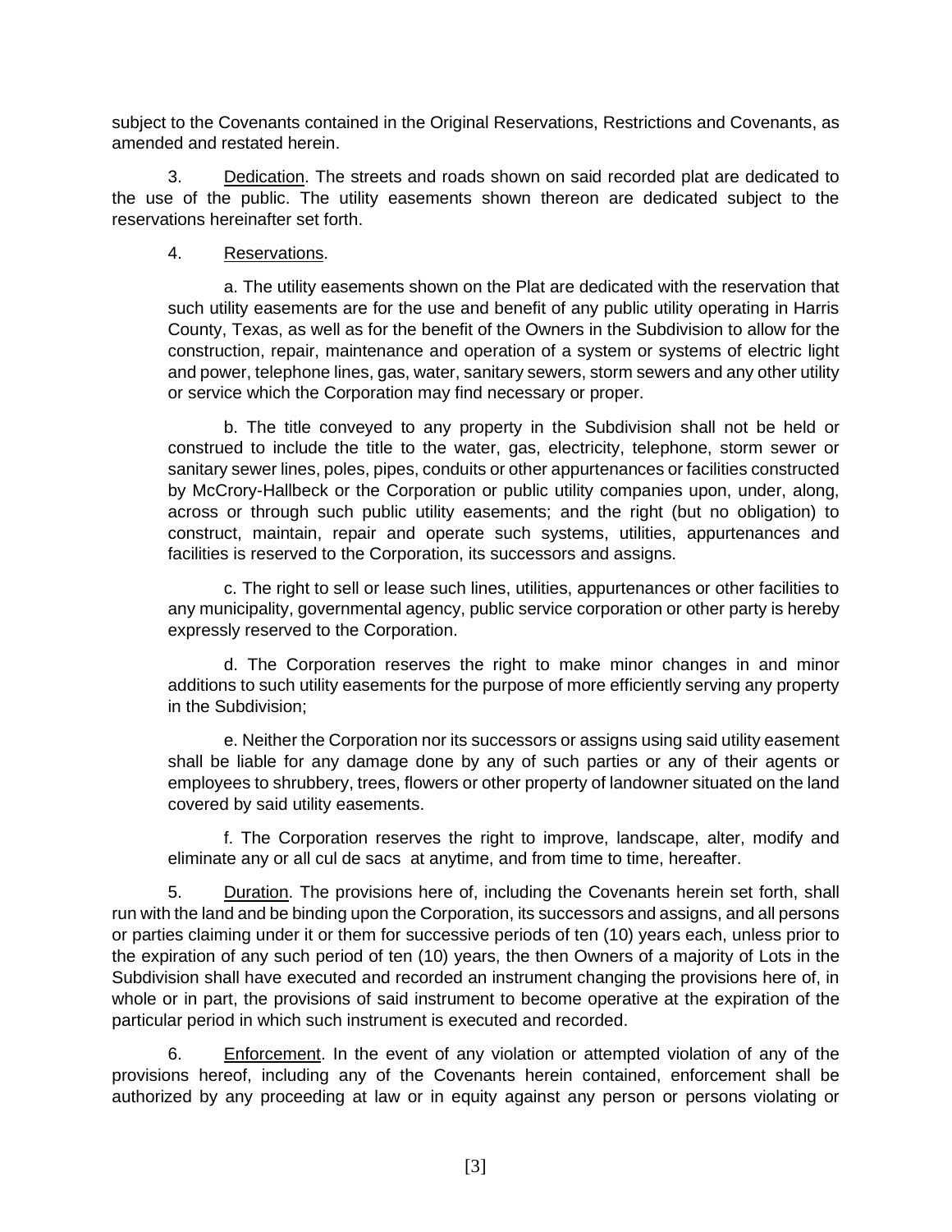subject to the Covenants contained in the Original Reservations, Restrictions and Covenants, as amended and restated herein.

3. Dedication. The streets and roads shown on said recorded plat are dedicated to the use of the public. The utility easements shown thereon are dedicated subject to the reservations hereinafter set forth.

4. Reservations.

a. The utility easements shown on the Plat are dedicated with the reservation that such utility easements are for the use and benefit of any public utility operating in Harris County, Texas, as well as for the benefit of the Owners in the Subdivision to allow for the construction, repair, maintenance and operation of a system or systems of electric light and power, telephone lines, gas, water, sanitary sewers, storm sewers and any other utility or service which the Corporation may find necessary or proper.

b. The title conveyed to any property in the Subdivision shall not be held or construed to include the title to the water, gas, electricity, telephone, storm sewer or sanitary sewer lines, poles, pipes, conduits or other appurtenances or facilities constructed by McCrory-Hallbeck or the Corporation or public utility companies upon, under, along, across or through such public utility easements; and the right (but no obligation) to construct, maintain, repair and operate such systems, utilities, appurtenances and facilities is reserved to the Corporation, its successors and assigns.

c. The right to sell or lease such lines, utilities, appurtenances or other facilities to any municipality, governmental agency, public service corporation or other party is hereby expressly reserved to the Corporation.

d. The Corporation reserves the right to make minor changes in and minor additions to such utility easements for the purpose of more efficiently serving any property in the Subdivision;

e. Neither the Corporation nor its successors or assigns using said utility easement shall be liable for any damage done by any of such parties or any of their agents or employees to shrubbery, trees, flowers or other property of landowner situated on the land covered by said utility easements.

f. The Corporation reserves the right to improve, landscape, alter, modify and eliminate any or all cul de sacs at anytime, and from time to time, hereafter.

5. Duration. The provisions here of, including the Covenants herein set forth, shall run with the land and be binding upon the Corporation, its successors and assigns, and all persons or parties claiming under it or them for successive periods of ten (10) years each, unless prior to the expiration of any such period of ten (10) years, the then Owners of a majority of Lots in the Subdivision shall have executed and recorded an instrument changing the provisions here of, in whole or in part, the provisions of said instrument to become operative at the expiration of the particular period in which such instrument is executed and recorded.

6. Enforcement. In the event of any violation or attempted violation of any of the provisions hereof, including any of the Covenants herein contained, enforcement shall be authorized by any proceeding at law or in equity against any person or persons violating or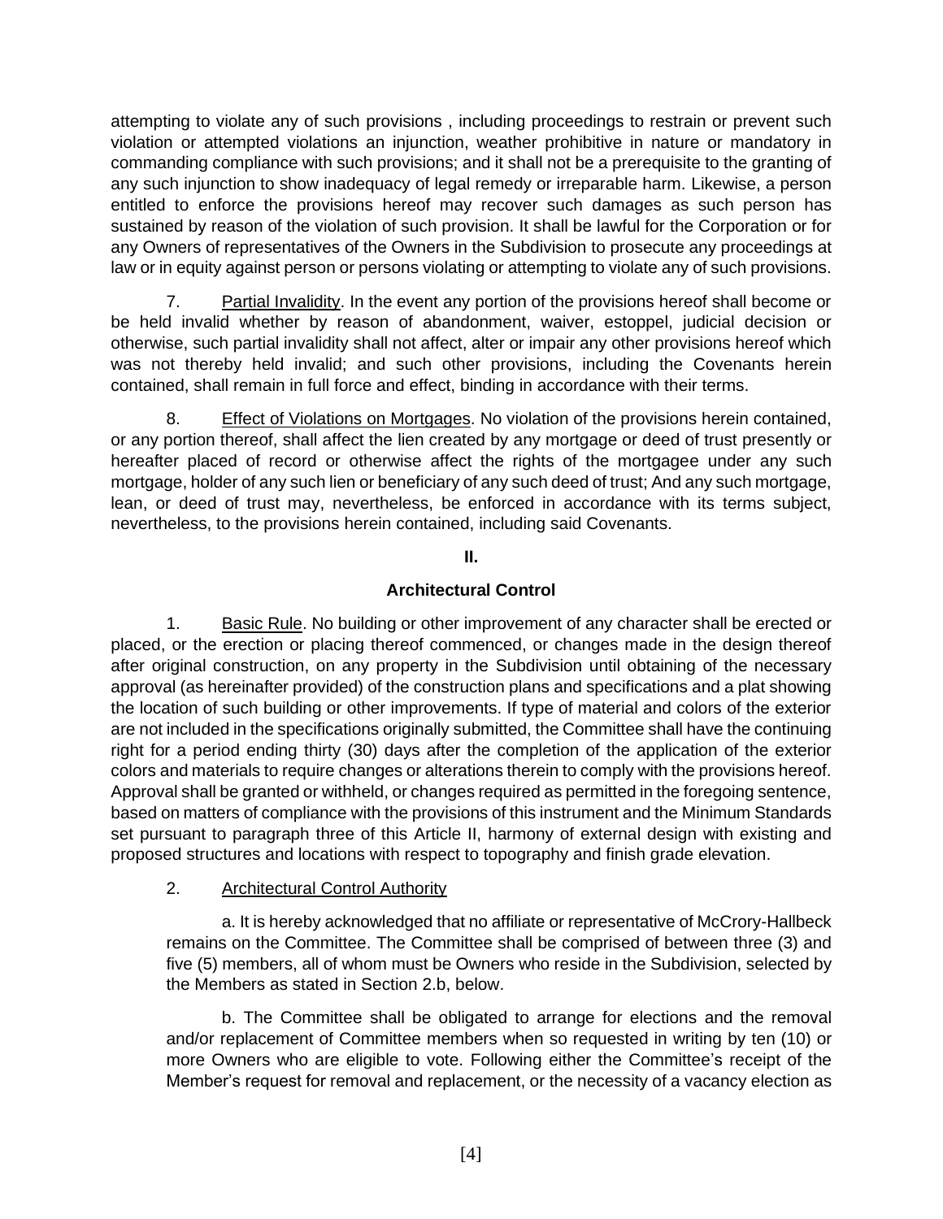attempting to violate any of such provisions , including proceedings to restrain or prevent such violation or attempted violations an injunction, weather prohibitive in nature or mandatory in commanding compliance with such provisions; and it shall not be a prerequisite to the granting of any such injunction to show inadequacy of legal remedy or irreparable harm. Likewise, a person entitled to enforce the provisions hereof may recover such damages as such person has sustained by reason of the violation of such provision. It shall be lawful for the Corporation or for any Owners of representatives of the Owners in the Subdivision to prosecute any proceedings at law or in equity against person or persons violating or attempting to violate any of such provisions.

7. Partial Invalidity. In the event any portion of the provisions hereof shall become or be held invalid whether by reason of abandonment, waiver, estoppel, judicial decision or otherwise, such partial invalidity shall not affect, alter or impair any other provisions hereof which was not thereby held invalid; and such other provisions, including the Covenants herein contained, shall remain in full force and effect, binding in accordance with their terms.

8. Effect of Violations on Mortgages. No violation of the provisions herein contained, or any portion thereof, shall affect the lien created by any mortgage or deed of trust presently or hereafter placed of record or otherwise affect the rights of the mortgagee under any such mortgage, holder of any such lien or beneficiary of any such deed of trust; And any such mortgage, lean, or deed of trust may, nevertheless, be enforced in accordance with its terms subject, nevertheless, to the provisions herein contained, including said Covenants.

## II.

## Architectural Control

1. Basic Rule. No building or other improvement of any character shall be erected or placed, or the erection or placing thereof commenced, or changes made in the design thereof after original construction, on any property in the Subdivision until obtaining of the necessary approval (as hereinafter provided) of the construction plans and specifications and a plat showing the location of such building or other improvements. If type of material and colors of the exterior are not included in the specifications originally submitted, the Committee shall have the continuing right for a period ending thirty (30) days after the completion of the application of the exterior colors and materials to require changes or alterations therein to comply with the provisions hereof. Approval shall be granted or withheld, or changes required as permitted in the foregoing sentence, based on matters of compliance with the provisions of this instrument and the Minimum Standards set pursuant to paragraph three of this Article II, harmony of external design with existing and proposed structures and locations with respect to topography and finish grade elevation.

2. Architectural Control Authority

a. It is hereby acknowledged that no affiliate or representative of McCrory-Hallbeck remains on the Committee. The Committee shall be comprised of between three (3) and five (5) members, all of whom must be Owners who reside in the Subdivision, selected by the Members as stated in Section 2.b, below.

b. The Committee shall be obligated to arrange for elections and the removal and/or replacement of Committee members when so requested in writing by ten (10) or more Owners who are eligible to vote. Following either the Committee's receipt of the Member's request for removal and replacement, or the necessity of a vacancy election as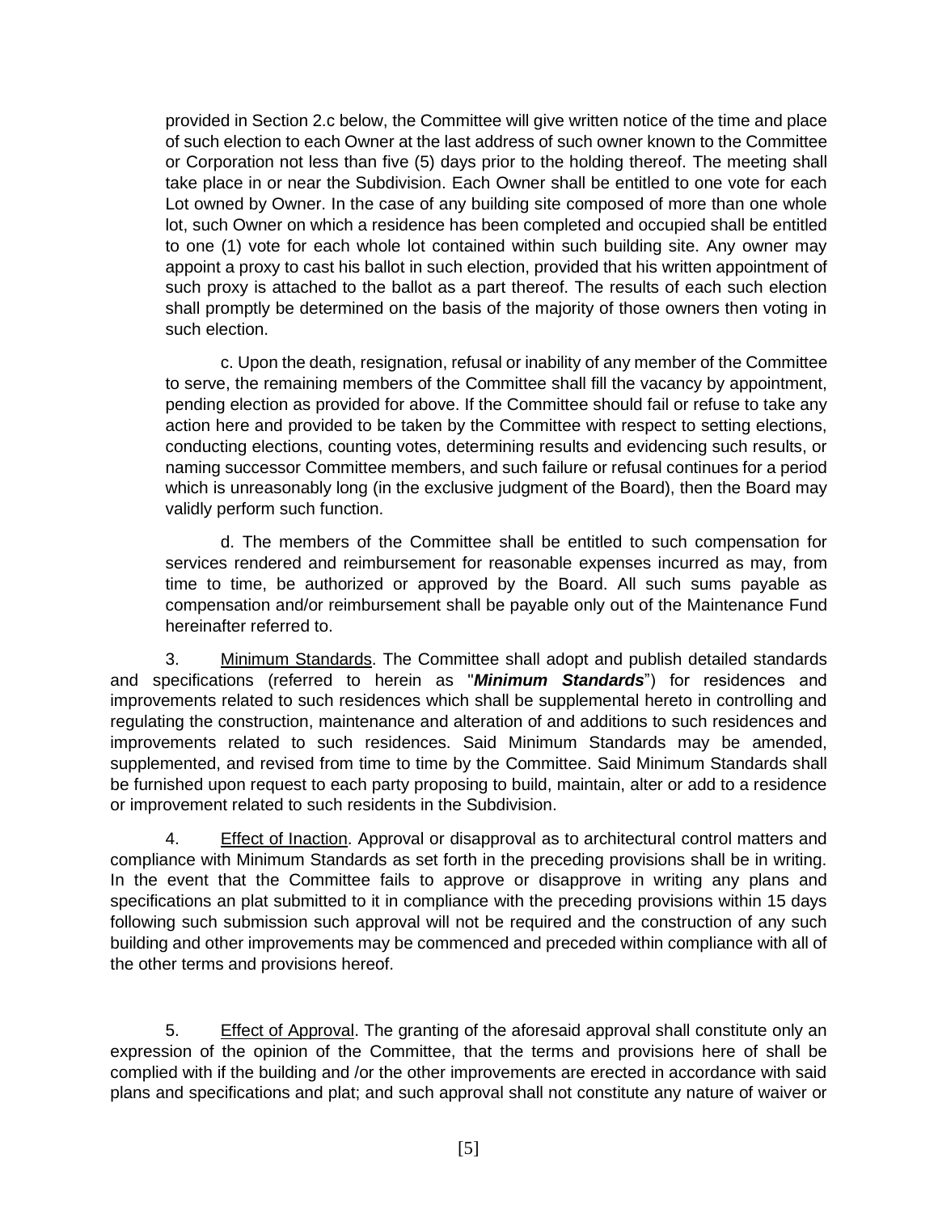provided in Section 2.c below, the Committee will give written notice of the time and place of such election to each Owner at the last address of such owner known to the Committee or Corporation not less than five (5) days prior to the holding thereof. The meeting shall take place in or near the Subdivision. Each Owner shall be entitled to one vote for each Lot owned by Owner. In the case of any building site composed of more than one whole lot, such Owner on which a residence has been completed and occupied shall be entitled to one (1) vote for each whole lot contained within such building site. Any owner may appoint a proxy to cast his ballot in such election, provided that his written appointment of such proxy is attached to the ballot as a part thereof. The results of each such election shall promptly be determined on the basis of the majority of those owners then voting in such election.

c. Upon the death, resignation, refusal or inability of any member of the Committee to serve, the remaining members of the Committee shall fill the vacancy by appointment, pending election as provided for above. If the Committee should fail or refuse to take any action here and provided to be taken by the Committee with respect to setting elections, conducting elections, counting votes, determining results and evidencing such results, or naming successor Committee members, and such failure or refusal continues for a period which is unreasonably long (in the exclusive judgment of the Board), then the Board may validly perform such function.

d. The members of the Committee shall be entitled to such compensation for services rendered and reimbursement for reasonable expenses incurred as may, from time to time, be authorized or approved by the Board. All such sums payable as compensation and/or reimbursement shall be payable only out of the Maintenance Fund hereinafter referred to.

3. Minimum Standards. The Committee shall adopt and publish detailed standards and specifications (referred to herein as "***Minimum Standards***") for residences and improvements related to such residences which shall be supplemental hereto in controlling and regulating the construction, maintenance and alteration of and additions to such residences and improvements related to such residences. Said Minimum Standards may be amended, supplemented, and revised from time to time by the Committee. Said Minimum Standards shall be furnished upon request to each party proposing to build, maintain, alter or add to a residence or improvement related to such residents in the Subdivision.

4. Effect of Inaction. Approval or disapproval as to architectural control matters and compliance with Minimum Standards as set forth in the preceding provisions shall be in writing. In the event that the Committee fails to approve or disapprove in writing any plans and specifications an plat submitted to it in compliance with the preceding provisions within 15 days following such submission such approval will not be required and the construction of any such building and other improvements may be commenced and preceded within compliance with all of the other terms and provisions hereof.

5. Effect of Approval. The granting of the aforesaid approval shall constitute only an expression of the opinion of the Committee, that the terms and provisions here of shall be complied with if the building and /or the other improvements are erected in accordance with said plans and specifications and plat; and such approval shall not constitute any nature of waiver or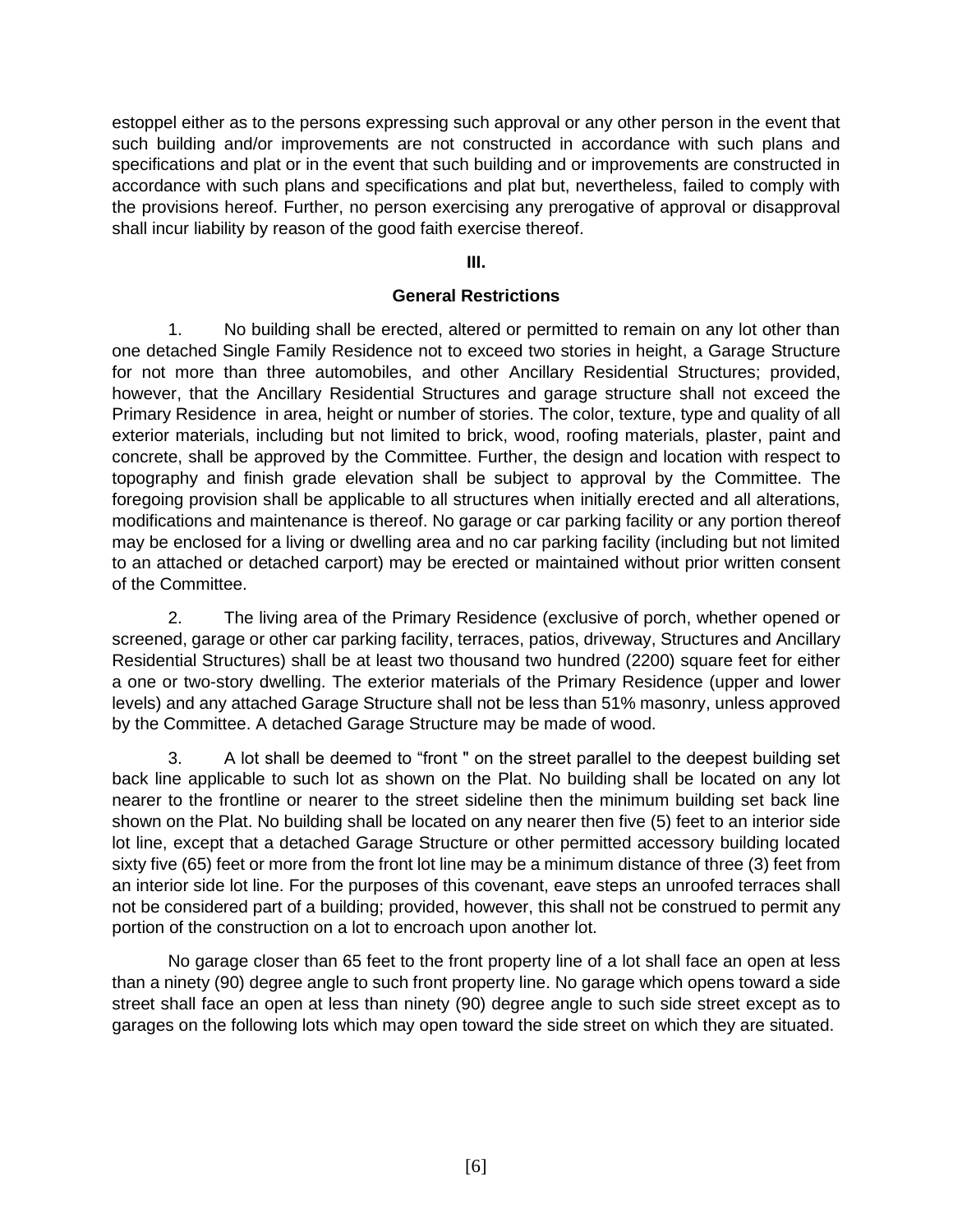estoppel either as to the persons expressing such approval or any other person in the event that such building and/or improvements are not constructed in accordance with such plans and specifications and plat or in the event that such building and or improvements are constructed in accordance with such plans and specifications and plat but, nevertheless, failed to comply with the provisions hereof. Further, no person exercising any prerogative of approval or disapproval shall incur liability by reason of the good faith exercise thereof.

## III.

## General Restrictions

1. No building shall be erected, altered or permitted to remain on any lot other than one detached Single Family Residence not to exceed two stories in height, a Garage Structure for not more than three automobiles, and other Ancillary Residential Structures; provided, however, that the Ancillary Residential Structures and garage structure shall not exceed the Primary Residence in area, height or number of stories. The color, texture, type and quality of all exterior materials, including but not limited to brick, wood, roofing materials, plaster, paint and concrete, shall be approved by the Committee. Further, the design and location with respect to topography and finish grade elevation shall be subject to approval by the Committee. The foregoing provision shall be applicable to all structures when initially erected and all alterations, modifications and maintenance is thereof. No garage or car parking facility or any portion thereof may be enclosed for a living or dwelling area and no car parking facility (including but not limited to an attached or detached carport) may be erected or maintained without prior written consent of the Committee.

2. The living area of the Primary Residence (exclusive of porch, whether opened or screened, garage or other car parking facility, terraces, patios, driveway, Structures and Ancillary Residential Structures) shall be at least two thousand two hundred (2200) square feet for either a one or two-story dwelling. The exterior materials of the Primary Residence (upper and lower levels) and any attached Garage Structure shall not be less than 51% masonry, unless approved by the Committee. A detached Garage Structure may be made of wood.

3. A lot shall be deemed to "front " on the street parallel to the deepest building set back line applicable to such lot as shown on the Plat. No building shall be located on any lot nearer to the frontline or nearer to the street sideline then the minimum building set back line shown on the Plat. No building shall be located on any nearer then five (5) feet to an interior side lot line, except that a detached Garage Structure or other permitted accessory building located sixty five (65) feet or more from the front lot line may be a minimum distance of three (3) feet from an interior side lot line. For the purposes of this covenant, eave steps an unroofed terraces shall not be considered part of a building; provided, however, this shall not be construed to permit any portion of the construction on a lot to encroach upon another lot.

No garage closer than 65 feet to the front property line of a lot shall face an open at less than a ninety (90) degree angle to such front property line. No garage which opens toward a side street shall face an open at less than ninety (90) degree angle to such side street except as to garages on the following lots which may open toward the side street on which they are situated.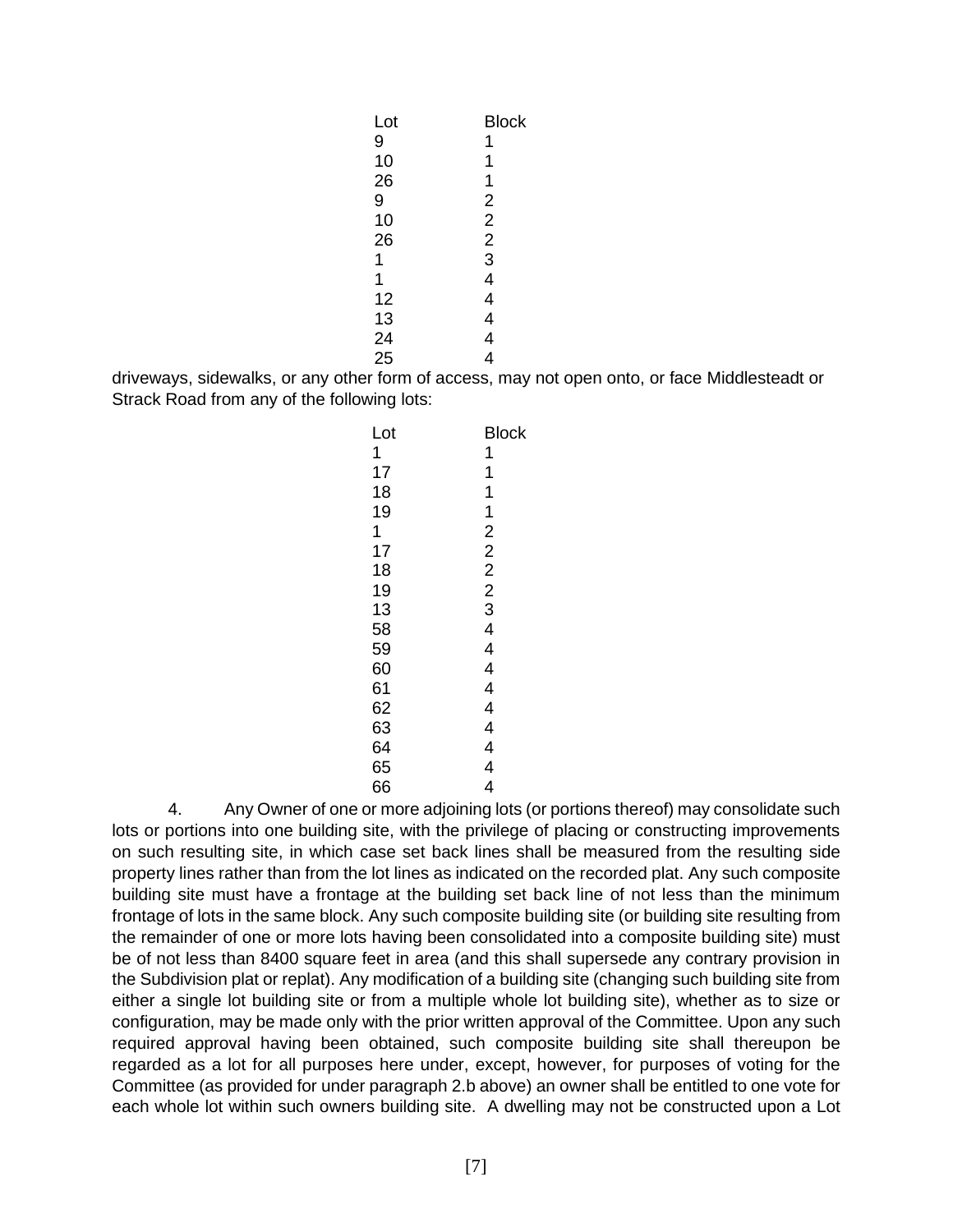| Lot | Block |
|---|---|
| 9 | 1 |
| 10 | 1 |
| 26 | 1 |
| 9 | 2 |
| 10 | 2 |
| 26 | 2 |
| 1 | 3 |
| 1 | 4 |
| 12 | 4 |
| 13 | 4 |
| 24 | 4 |
| 25 | 4 |

driveways, sidewalks, or any other form of access, may not open onto, or face Middlesteadt or Strack Road from any of the following lots:

| Lot | Block |
|---|---|
| 1 | 1 |
| 17 | 1 |
| 18 | 1 |
| 19 | 1 |
| 1 | 2 |
| 17 | 2 |
| 18 | 2 |
| 19 | 2 |
| 13 | 3 |
| 58 | 4 |
| 59 | 4 |
| 60 | 4 |
| 61 | 4 |
| 62 | 4 |
| 63 | 4 |
| 64 | 4 |
| 65 | 4 |
| 66 | 4 |

4. Any Owner of one or more adjoining lots (or portions thereof) may consolidate such lots or portions into one building site, with the privilege of placing or constructing improvements on such resulting site, in which case set back lines shall be measured from the resulting side property lines rather than from the lot lines as indicated on the recorded plat. Any such composite building site must have a frontage at the building set back line of not less than the minimum frontage of lots in the same block. Any such composite building site (or building site resulting from the remainder of one or more lots having been consolidated into a composite building site) must be of not less than 8400 square feet in area (and this shall supersede any contrary provision in the Subdivision plat or replat). Any modification of a building site (changing such building site from either a single lot building site or from a multiple whole lot building site), whether as to size or configuration, may be made only with the prior written approval of the Committee. Upon any such required approval having been obtained, such composite building site shall thereupon be regarded as a lot for all purposes here under, except, however, for purposes of voting for the Committee (as provided for under paragraph 2.b above) an owner shall be entitled to one vote for each whole lot within such owners building site. A dwelling may not be constructed upon a Lot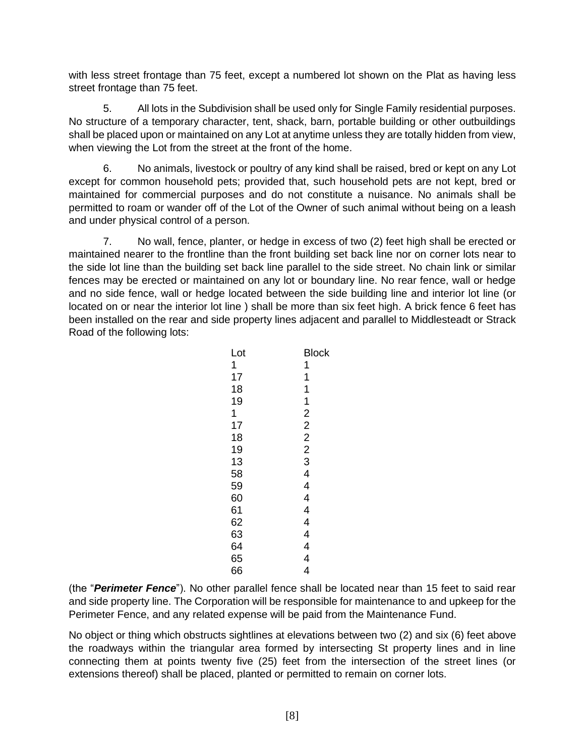with less street frontage than 75 feet, except a numbered lot shown on the Plat as having less street frontage than 75 feet.

5. All lots in the Subdivision shall be used only for Single Family residential purposes. No structure of a temporary character, tent, shack, barn, portable building or other outbuildings shall be placed upon or maintained on any Lot at anytime unless they are totally hidden from view, when viewing the Lot from the street at the front of the home.

6. No animals, livestock or poultry of any kind shall be raised, bred or kept on any Lot except for common household pets; provided that, such household pets are not kept, bred or maintained for commercial purposes and do not constitute a nuisance. No animals shall be permitted to roam or wander off of the Lot of the Owner of such animal without being on a leash and under physical control of a person.

7. No wall, fence, planter, or hedge in excess of two (2) feet high shall be erected or maintained nearer to the frontline than the front building set back line nor on corner lots near to the side lot line than the building set back line parallel to the side street. No chain link or similar fences may be erected or maintained on any lot or boundary line. No rear fence, wall or hedge and no side fence, wall or hedge located between the side building line and interior lot line (or located on or near the interior lot line ) shall be more than six feet high. A brick fence 6 feet has been installed on the rear and side property lines adjacent and parallel to Middlesteadt or Strack Road of the following lots:

| Lot | Block |
|---|---|
| 1 | 1 |
| 17 | 1 |
| 18 | 1 |
| 19 | 1 |
| 1 | 2 |
| 17 | 2 |
| 18 | 2 |
| 19 | 2 |
| 13 | 3 |
| 58 | 4 |
| 59 | 4 |
| 60 | 4 |
| 61 | 4 |
| 62 | 4 |
| 63 | 4 |
| 64 | 4 |
| 65 | 4 |
| 66 | 4 |

(the "***Perimeter Fence***"). No other parallel fence shall be located near than 15 feet to said rear and side property line. The Corporation will be responsible for maintenance to and upkeep for the Perimeter Fence, and any related expense will be paid from the Maintenance Fund.

No object or thing which obstructs sightlines at elevations between two (2) and six (6) feet above the roadways within the triangular area formed by intersecting St property lines and in line connecting them at points twenty five (25) feet from the intersection of the street lines (or extensions thereof) shall be placed, planted or permitted to remain on corner lots.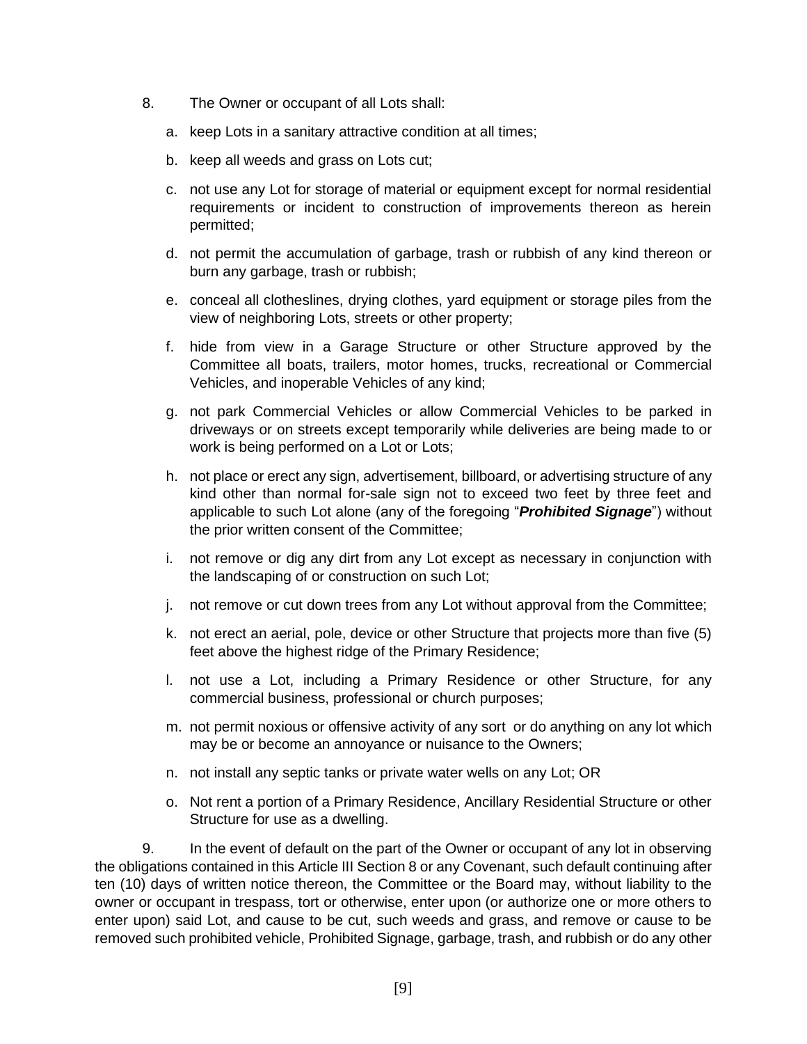8. The Owner or occupant of all Lots shall:

   a. keep Lots in a sanitary attractive condition at all times;

   b. keep all weeds and grass on Lots cut;

   c. not use any Lot for storage of material or equipment except for normal residential requirements or incident to construction of improvements thereon as herein permitted;

   d. not permit the accumulation of garbage, trash or rubbish of any kind thereon or burn any garbage, trash or rubbish;

   e. conceal all clotheslines, drying clothes, yard equipment or storage piles from the view of neighboring Lots, streets or other property;

   f. hide from view in a Garage Structure or other Structure approved by the Committee all boats, trailers, motor homes, trucks, recreational or Commercial Vehicles, and inoperable Vehicles of any kind;

   g. not park Commercial Vehicles or allow Commercial Vehicles to be parked in driveways or on streets except temporarily while deliveries are being made to or work is being performed on a Lot or Lots;

   h. not place or erect any sign, advertisement, billboard, or advertising structure of any kind other than normal for-sale sign not to exceed two feet by three feet and applicable to such Lot alone (any of the foregoing "***Prohibited Signage***") without the prior written consent of the Committee;

   i. not remove or dig any dirt from any Lot except as necessary in conjunction with the landscaping of or construction on such Lot;

   j. not remove or cut down trees from any Lot without approval from the Committee;

   k. not erect an aerial, pole, device or other Structure that projects more than five (5) feet above the highest ridge of the Primary Residence;

   l. not use a Lot, including a Primary Residence or other Structure, for any commercial business, professional or church purposes;

   m. not permit noxious or offensive activity of any sort or do anything on any lot which may be or become an annoyance or nuisance to the Owners;

   n. not install any septic tanks or private water wells on any Lot; OR

   o. Not rent a portion of a Primary Residence, Ancillary Residential Structure or other Structure for use as a dwelling.

9. In the event of default on the part of the Owner or occupant of any lot in observing the obligations contained in this Article III Section 8 or any Covenant, such default continuing after ten (10) days of written notice thereon, the Committee or the Board may, without liability to the owner or occupant in trespass, tort or otherwise, enter upon (or authorize one or more others to enter upon) said Lot, and cause to be cut, such weeds and grass, and remove or cause to be removed such prohibited vehicle, Prohibited Signage, garbage, trash, and rubbish or do any other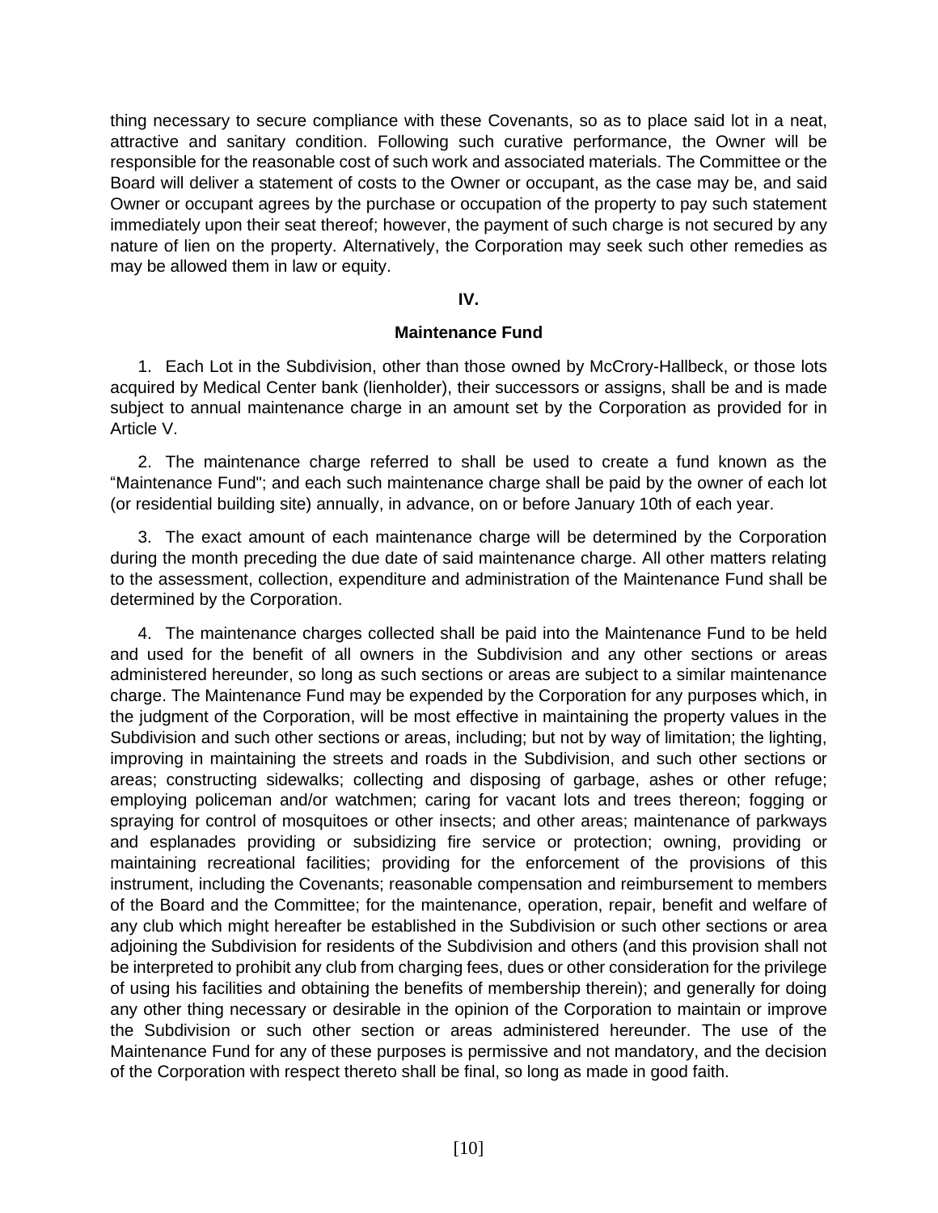thing necessary to secure compliance with these Covenants, so as to place said lot in a neat, attractive and sanitary condition. Following such curative performance, the Owner will be responsible for the reasonable cost of such work and associated materials. The Committee or the Board will deliver a statement of costs to the Owner or occupant, as the case may be, and said Owner or occupant agrees by the purchase or occupation of the property to pay such statement immediately upon their seat thereof; however, the payment of such charge is not secured by any nature of lien on the property. Alternatively, the Corporation may seek such other remedies as may be allowed them in law or equity.

## IV.

## Maintenance Fund

1. Each Lot in the Subdivision, other than those owned by McCrory-Hallbeck, or those lots acquired by Medical Center bank (lienholder), their successors or assigns, shall be and is made subject to annual maintenance charge in an amount set by the Corporation as provided for in Article V.

2. The maintenance charge referred to shall be used to create a fund known as the "Maintenance Fund"; and each such maintenance charge shall be paid by the owner of each lot (or residential building site) annually, in advance, on or before January 10th of each year.

3. The exact amount of each maintenance charge will be determined by the Corporation during the month preceding the due date of said maintenance charge. All other matters relating to the assessment, collection, expenditure and administration of the Maintenance Fund shall be determined by the Corporation.

4. The maintenance charges collected shall be paid into the Maintenance Fund to be held and used for the benefit of all owners in the Subdivision and any other sections or areas administered hereunder, so long as such sections or areas are subject to a similar maintenance charge. The Maintenance Fund may be expended by the Corporation for any purposes which, in the judgment of the Corporation, will be most effective in maintaining the property values in the Subdivision and such other sections or areas, including; but not by way of limitation; the lighting, improving in maintaining the streets and roads in the Subdivision, and such other sections or areas; constructing sidewalks; collecting and disposing of garbage, ashes or other refuge; employing policeman and/or watchmen; caring for vacant lots and trees thereon; fogging or spraying for control of mosquitoes or other insects; and other areas; maintenance of parkways and esplanades providing or subsidizing fire service or protection; owning, providing or maintaining recreational facilities; providing for the enforcement of the provisions of this instrument, including the Covenants; reasonable compensation and reimbursement to members of the Board and the Committee; for the maintenance, operation, repair, benefit and welfare of any club which might hereafter be established in the Subdivision or such other sections or area adjoining the Subdivision for residents of the Subdivision and others (and this provision shall not be interpreted to prohibit any club from charging fees, dues or other consideration for the privilege of using his facilities and obtaining the benefits of membership therein); and generally for doing any other thing necessary or desirable in the opinion of the Corporation to maintain or improve the Subdivision or such other section or areas administered hereunder. The use of the Maintenance Fund for any of these purposes is permissive and not mandatory, and the decision of the Corporation with respect thereto shall be final, so long as made in good faith.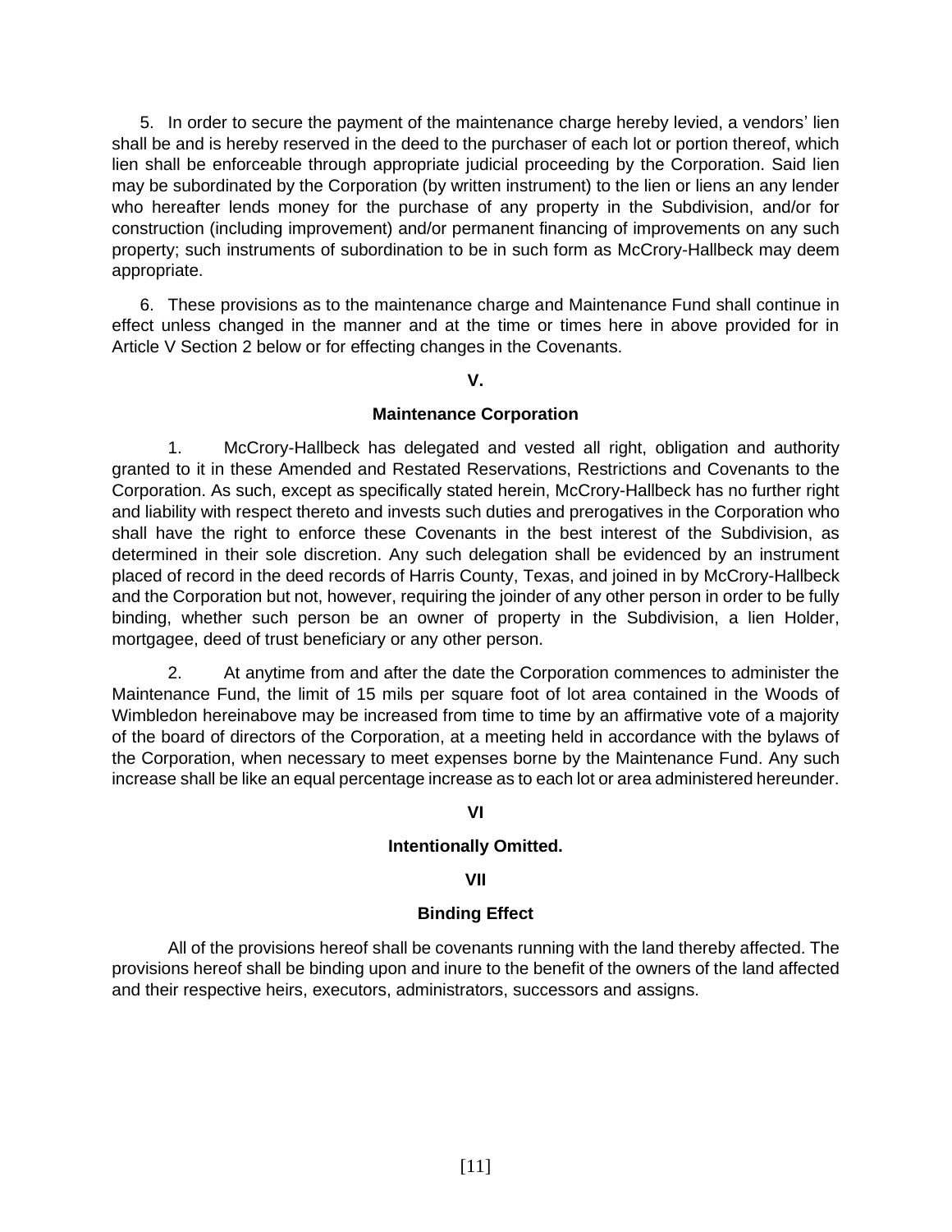5. In order to secure the payment of the maintenance charge hereby levied, a vendors' lien shall be and is hereby reserved in the deed to the purchaser of each lot or portion thereof, which lien shall be enforceable through appropriate judicial proceeding by the Corporation. Said lien may be subordinated by the Corporation (by written instrument) to the lien or liens an any lender who hereafter lends money for the purchase of any property in the Subdivision, and/or for construction (including improvement) and/or permanent financing of improvements on any such property; such instruments of subordination to be in such form as McCrory-Hallbeck may deem appropriate.

6. These provisions as to the maintenance charge and Maintenance Fund shall continue in effect unless changed in the manner and at the time or times here in above provided for in Article V Section 2 below or for effecting changes in the Covenants.

## V.

## Maintenance Corporation

1. McCrory-Hallbeck has delegated and vested all right, obligation and authority granted to it in these Amended and Restated Reservations, Restrictions and Covenants to the Corporation. As such, except as specifically stated herein, McCrory-Hallbeck has no further right and liability with respect thereto and invests such duties and prerogatives in the Corporation who shall have the right to enforce these Covenants in the best interest of the Subdivision, as determined in their sole discretion. Any such delegation shall be evidenced by an instrument placed of record in the deed records of Harris County, Texas, and joined in by McCrory-Hallbeck and the Corporation but not, however, requiring the joinder of any other person in order to be fully binding, whether such person be an owner of property in the Subdivision, a lien Holder, mortgagee, deed of trust beneficiary or any other person.

2. At anytime from and after the date the Corporation commences to administer the Maintenance Fund, the limit of 15 mils per square foot of lot area contained in the Woods of Wimbledon hereinabove may be increased from time to time by an affirmative vote of a majority of the board of directors of the Corporation, at a meeting held in accordance with the bylaws of the Corporation, when necessary to meet expenses borne by the Maintenance Fund. Any such increase shall be like an equal percentage increase as to each lot or area administered hereunder.

## VI

## Intentionally Omitted.

## VII

## Binding Effect

All of the provisions hereof shall be covenants running with the land thereby affected. The provisions hereof shall be binding upon and inure to the benefit of the owners of the land affected and their respective heirs, executors, administrators, successors and assigns.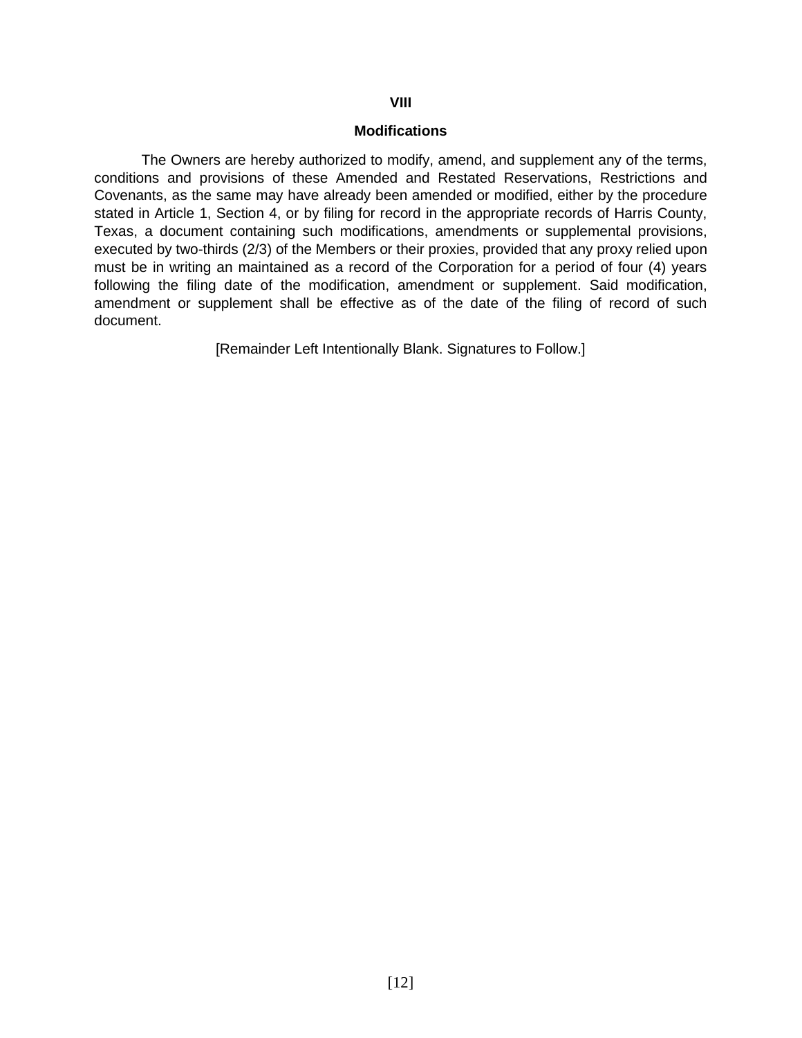## VIII

## Modifications

The Owners are hereby authorized to modify, amend, and supplement any of the terms, conditions and provisions of these Amended and Restated Reservations, Restrictions and Covenants, as the same may have already been amended or modified, either by the procedure stated in Article 1, Section 4, or by filing for record in the appropriate records of Harris County, Texas, a document containing such modifications, amendments or supplemental provisions, executed by two-thirds (2/3) of the Members or their proxies, provided that any proxy relied upon must be in writing an maintained as a record of the Corporation for a period of four (4) years following the filing date of the modification, amendment or supplement. Said modification, amendment or supplement shall be effective as of the date of the filing of record of such document.

[Remainder Left Intentionally Blank. Signatures to Follow.]